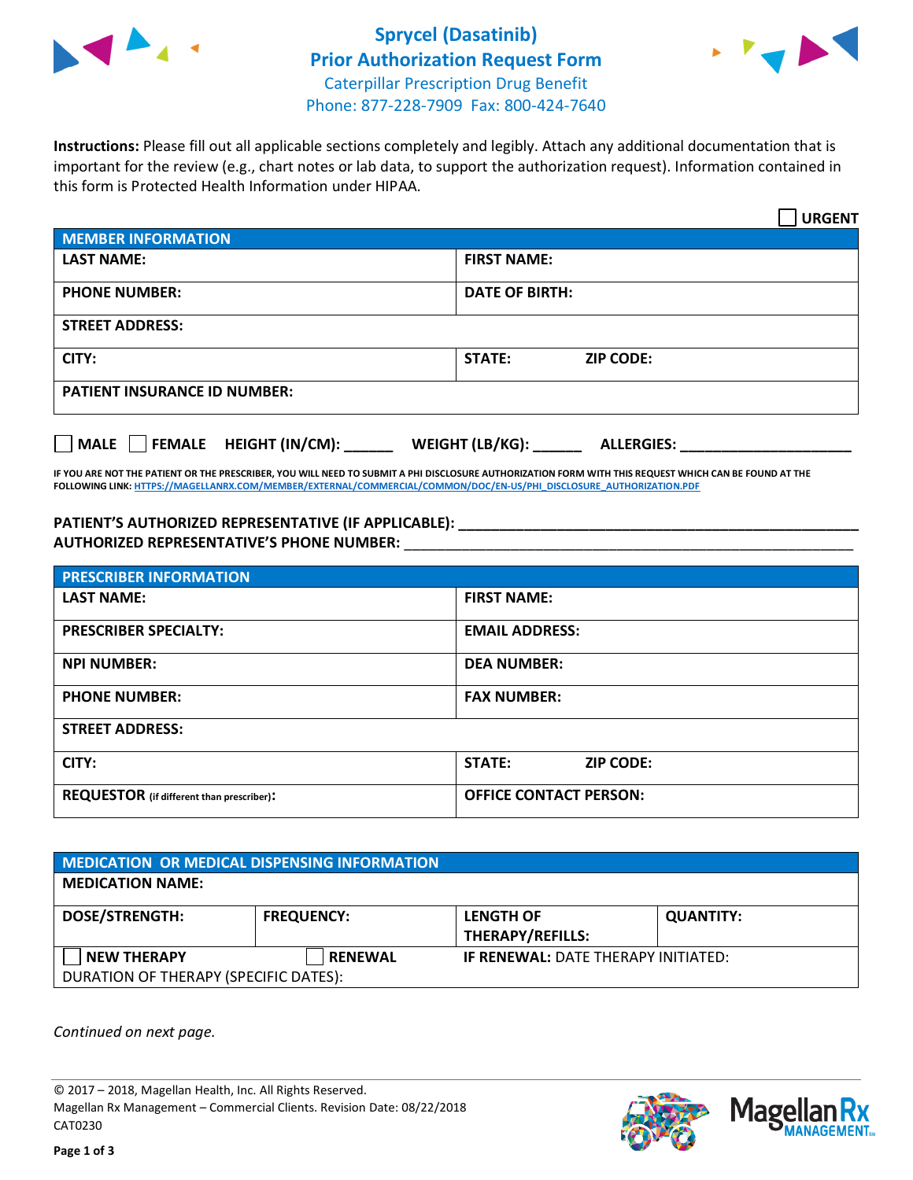# Sprycel (Dasatinib)
## Prior Authorization Request Form
Caterpillar Prescription Drug Benefit
Phone: 877-228-7909 Fax: 800-424-7640

**Instructions:** Please fill out all applicable sections completely and legibly. Attach any additional documentation that is important for the review (e.g., chart notes or lab data, to support the authorization request). Information contained in this form is Protected Health Information under HIPAA.

☐ **URGENT**

| MEMBER INFORMATION | |
|---|---|
| **LAST NAME:** | **FIRST NAME:** |
| **PHONE NUMBER:** | **DATE OF BIRTH:** |
| **STREET ADDRESS:** | |
| **CITY:** | **STATE:** **ZIP CODE:** |
| **PATIENT INSURANCE ID NUMBER:** | |

☐ **MALE** ☐ **FEMALE** **HEIGHT (IN/CM):** ______ **WEIGHT (LB/KG):** ______ **ALLERGIES:** ____________________

**IF YOU ARE NOT THE PATIENT OR THE PRESCRIBER, YOU WILL NEED TO SUBMIT A PHI DISCLOSURE AUTHORIZATION FORM WITH THIS REQUEST WHICH CAN BE FOUND AT THE FOLLOWING LINK: HTTPS://MAGELLANRX.COM/MEMBER/EXTERNAL/COMMERCIAL/COMMON/DOC/EN-US/PHI_DISCLOSURE_AUTHORIZATION.PDF**

**PATIENT'S AUTHORIZED REPRESENTATIVE (IF APPLICABLE):** ____________________________________________
**AUTHORIZED REPRESENTATIVE'S PHONE NUMBER:** ____________________________________________

| PRESCRIBER INFORMATION | |
|---|---|
| **LAST NAME:** | **FIRST NAME:** |
| **PRESCRIBER SPECIALTY:** | **EMAIL ADDRESS:** |
| **NPI NUMBER:** | **DEA NUMBER:** |
| **PHONE NUMBER:** | **FAX NUMBER:** |
| **STREET ADDRESS:** | |
| **CITY:** | **STATE:** **ZIP CODE:** |
| **REQUESTOR** (if different than prescriber)**:** | **OFFICE CONTACT PERSON:** |

| MEDICATION OR MEDICAL DISPENSING INFORMATION | | | |
|---|---|---|---|
| **MEDICATION NAME:** | | | |
| **DOSE/STRENGTH:** | **FREQUENCY:** | **LENGTH OF THERAPY/REFILLS:** | **QUANTITY:** |
| ☐ **NEW THERAPY** | ☐ **RENEWAL** | **IF RENEWAL:** DATE THERAPY INITIATED: | |
| DURATION OF THERAPY (SPECIFIC DATES): | | | |

*Continued on next page.*

© 2017 – 2018, Magellan Health, Inc. All Rights Reserved.
Magellan Rx Management – Commercial Clients. Revision Date: 08/22/2018
CAT0230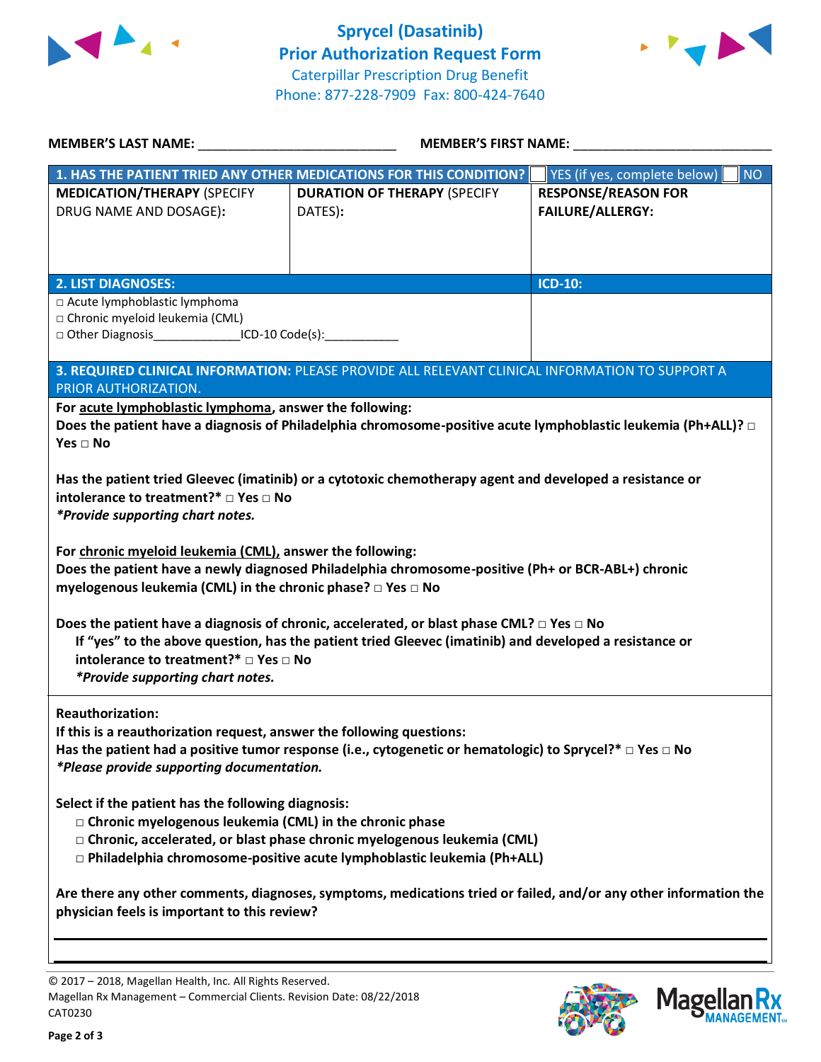# Sprycel (Dasatinib) Prior Authorization Request Form

Caterpillar Prescription Drug Benefit
Phone: 877-228-7909 Fax: 800-424-7640

**MEMBER'S LAST NAME:** ___________________________ **MEMBER'S FIRST NAME:** ___________________________

| **1. HAS THE PATIENT TRIED ANY OTHER MEDICATIONS FOR THIS CONDITION?** ☐ YES (if yes, complete below) ☐ NO | | |
|---|---|---|
| **MEDICATION/THERAPY** (SPECIFY DRUG NAME AND DOSAGE): | **DURATION OF THERAPY** (SPECIFY DATES): | **RESPONSE/REASON FOR FAILURE/ALLERGY:** |
| | | |

| **2. LIST DIAGNOSES:** | **ICD-10:** |
|---|---|
| □ Acute lymphoblastic lymphoma<br>□ Chronic myeloid leukemia (CML)<br>□ Other Diagnosis____________ICD-10 Code(s):___________ | |

**3. REQUIRED CLINICAL INFORMATION:** PLEASE PROVIDE ALL RELEVANT CLINICAL INFORMATION TO SUPPORT A PRIOR AUTHORIZATION.

**For acute lymphoblastic lymphoma, answer the following:**

**Does the patient have a diagnosis of Philadelphia chromosome-positive acute lymphoblastic leukemia (Ph+ALL)? □ Yes □ No**

**Has the patient tried Gleevec (imatinib) or a cytotoxic chemotherapy agent and developed a resistance or intolerance to treatment?* □ Yes □ No**
***Provide supporting chart notes.***

**For chronic myeloid leukemia (CML), answer the following:**

**Does the patient have a newly diagnosed Philadelphia chromosome-positive (Ph+ or BCR-ABL+) chronic myelogenous leukemia (CML) in the chronic phase? □ Yes □ No**

**Does the patient have a diagnosis of chronic, accelerated, or blast phase CML? □ Yes □ No**
**If "yes" to the above question, has the patient tried Gleevec (imatinib) and developed a resistance or intolerance to treatment?* □ Yes □ No**
***Provide supporting chart notes.***

**Reauthorization:**
**If this is a reauthorization request, answer the following questions:**
**Has the patient had a positive tumor response (i.e., cytogenetic or hematologic) to Sprycel?* □ Yes □ No**
***Please provide supporting documentation.***

**Select if the patient has the following diagnosis:**

- **□ Chronic myelogenous leukemia (CML) in the chronic phase**
- **□ Chronic, accelerated, or blast phase chronic myelogenous leukemia (CML)**
- **□ Philadelphia chromosome-positive acute lymphoblastic leukemia (Ph+ALL)**

**Are there any other comments, diagnoses, symptoms, medications tried or failed, and/or any other information the physician feels is important to this review?**

___________________________________________________________________________

___________________________________________________________________________

© 2017 – 2018, Magellan Health, Inc. All Rights Reserved.
Magellan Rx Management – Commercial Clients. Revision Date: 08/22/2018
CAT0230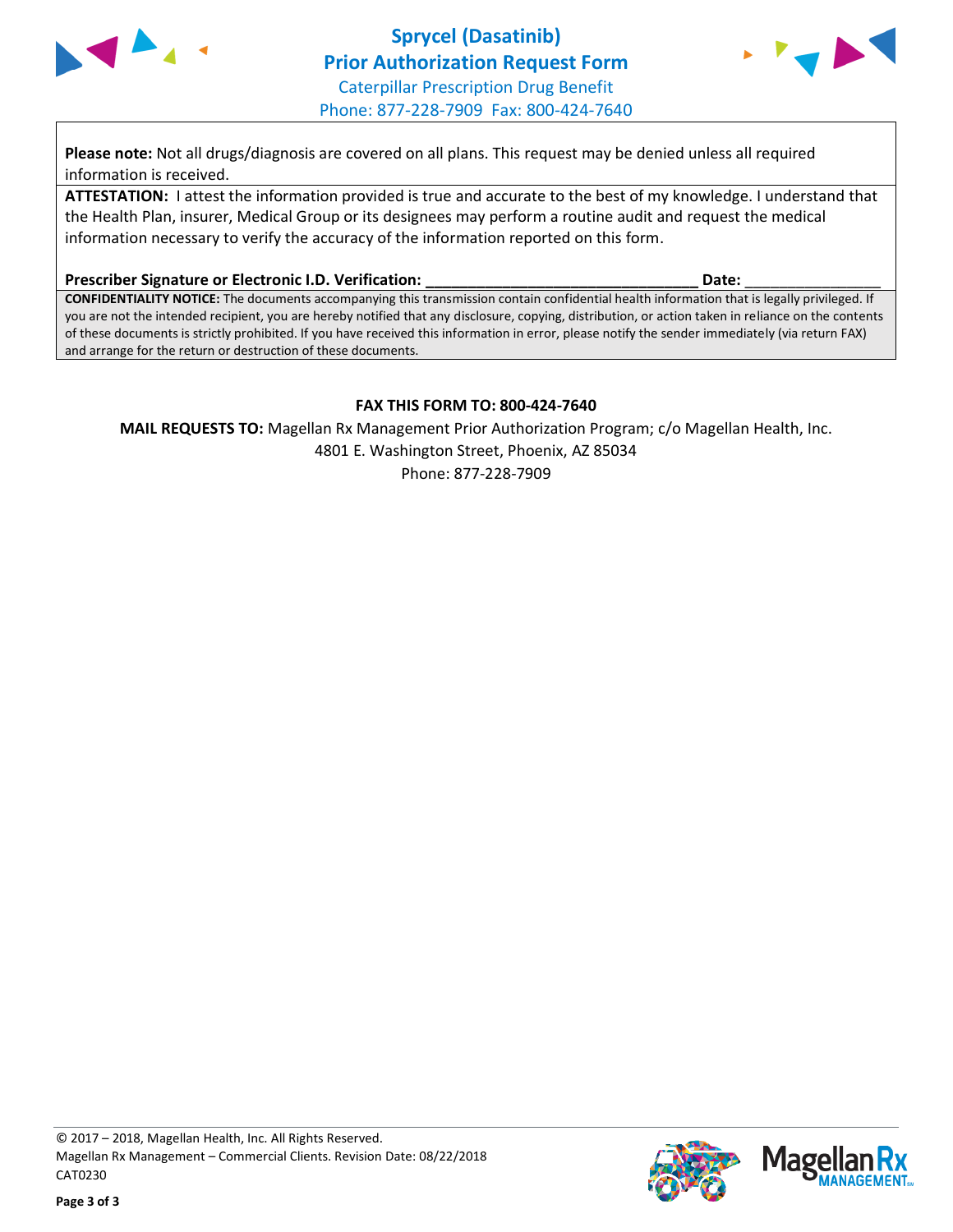# Sprycel (Dasatinib)
## Prior Authorization Request Form

Caterpillar Prescription Drug Benefit
Phone: 877-228-7909 Fax: 800-424-7640

**Please note:** Not all drugs/diagnosis are covered on all plans. This request may be denied unless all required information is received.

**ATTESTATION:** I attest the information provided is true and accurate to the best of my knowledge. I understand that the Health Plan, insurer, Medical Group or its designees may perform a routine audit and request the medical information necessary to verify the accuracy of the information reported on this form.

**Prescriber Signature or Electronic I.D. Verification:** ______________________________ **Date:** _______________

**CONFIDENTIALITY NOTICE:** The documents accompanying this transmission contain confidential health information that is legally privileged. If you are not the intended recipient, you are hereby notified that any disclosure, copying, distribution, or action taken in reliance on the contents of these documents is strictly prohibited. If you have received this information in error, please notify the sender immediately (via return FAX) and arrange for the return or destruction of these documents.

**FAX THIS FORM TO: 800-424-7640**

**MAIL REQUESTS TO:** Magellan Rx Management Prior Authorization Program; c/o Magellan Health, Inc.
4801 E. Washington Street, Phoenix, AZ 85034
Phone: 877-228-7909

© 2017 – 2018, Magellan Health, Inc. All Rights Reserved.
Magellan Rx Management – Commercial Clients. Revision Date: 08/22/2018
CAT0230